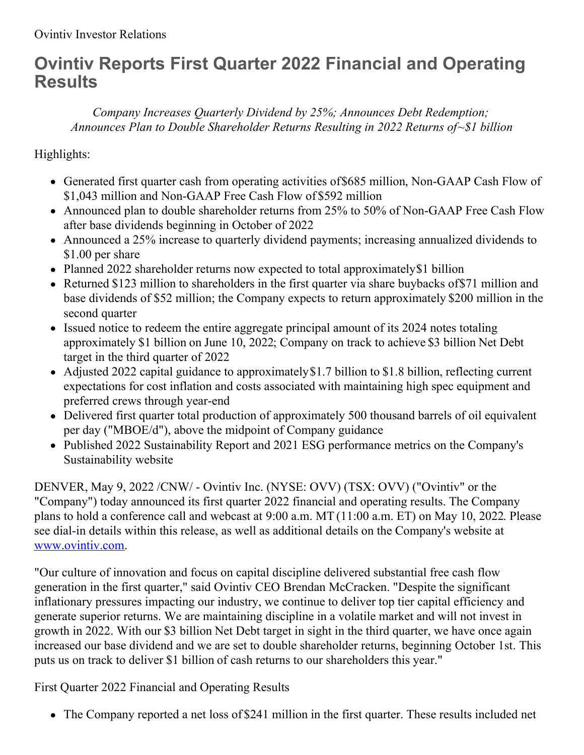Ovintiv Investor Relations

# Ovintiv Reports First Quarter 2022 Financial and Operating Results

*Company Increases Quarterly Dividend by 25%; Announces Debt Redemption; Announces Plan to Double Shareholder Returns Resulting in 2022 Returns of~$1 billion*

Highlights:

- Generated first quarter cash from operating activities of$685 million, Non-GAAP Cash Flow of $1,043 million and Non-GAAP Free Cash Flow of$592 million
- Announced plan to double shareholder returns from 25% to 50% of Non-GAAP Free Cash Flow after base dividends beginning in October of 2022
- Announced a 25% increase to quarterly dividend payments; increasing annualized dividends to $1.00 per share
- Planned 2022 shareholder returns now expected to total approximately$1 billion
- Returned $123 million to shareholders in the first quarter via share buybacks of$71 million and base dividends of $52 million; the Company expects to return approximately $200 million in the second quarter
- Issued notice to redeem the entire aggregate principal amount of its 2024 notes totaling approximately $1 billion on June 10, 2022; Company on track to achieve $3 billion Net Debt target in the third quarter of 2022
- Adjusted 2022 capital guidance to approximately$1.7 billion to $1.8 billion, reflecting current expectations for cost inflation and costs associated with maintaining high spec equipment and preferred crews through year-end
- Delivered first quarter total production of approximately 500 thousand barrels of oil equivalent per day ("MBOE/d"), above the midpoint of Company guidance
- Published 2022 Sustainability Report and 2021 ESG performance metrics on the Company's Sustainability website

DENVER, May 9, 2022 /CNW/ - Ovintiv Inc. (NYSE: OVV) (TSX: OVV) ("Ovintiv" or the "Company") today announced its first quarter 2022 financial and operating results. The Company plans to hold a conference call and webcast at 9:00 a.m. MT (11:00 a.m. ET) on May 10, 2022. Please see dial-in details within this release, as well as additional details on the Company's website at [www.ovintiv.com](www.ovintiv.com).

"Our culture of innovation and focus on capital discipline delivered substantial free cash flow generation in the first quarter," said Ovintiv CEO Brendan McCracken. "Despite the significant inflationary pressures impacting our industry, we continue to deliver top tier capital efficiency and generate superior returns. We are maintaining discipline in a volatile market and will not invest in growth in 2022. With our $3 billion Net Debt target in sight in the third quarter, we have once again increased our base dividend and we are set to double shareholder returns, beginning October 1st. This puts us on track to deliver $1 billion of cash returns to our shareholders this year."

First Quarter 2022 Financial and Operating Results

- The Company reported a net loss of $241 million in the first quarter. These results included net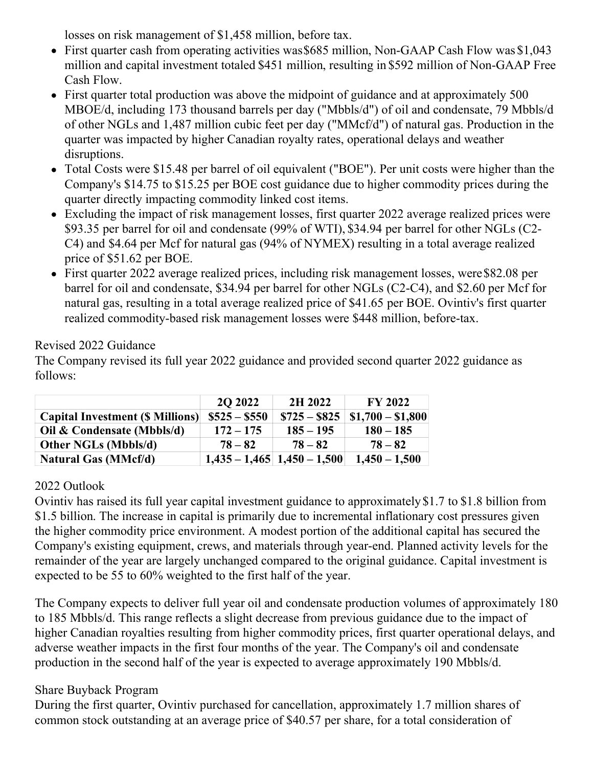losses on risk management of $1,458 million, before tax.

- First quarter cash from operating activities was $685 million, Non-GAAP Cash Flow was $1,043 million and capital investment totaled $451 million, resulting in $592 million of Non-GAAP Free Cash Flow.
- First quarter total production was above the midpoint of guidance and at approximately 500 MBOE/d, including 173 thousand barrels per day ("Mbbls/d") of oil and condensate, 79 Mbbls/d of other NGLs and 1,487 million cubic feet per day ("MMcf/d") of natural gas. Production in the quarter was impacted by higher Canadian royalty rates, operational delays and weather disruptions.
- Total Costs were $15.48 per barrel of oil equivalent ("BOE"). Per unit costs were higher than the Company's $14.75 to $15.25 per BOE cost guidance due to higher commodity prices during the quarter directly impacting commodity linked cost items.
- Excluding the impact of risk management losses, first quarter 2022 average realized prices were $93.35 per barrel for oil and condensate (99% of WTI), $34.94 per barrel for other NGLs (C2-C4) and $4.64 per Mcf for natural gas (94% of NYMEX) resulting in a total average realized price of $51.62 per BOE.
- First quarter 2022 average realized prices, including risk management losses, were $82.08 per barrel for oil and condensate, $34.94 per barrel for other NGLs (C2-C4), and $2.60 per Mcf for natural gas, resulting in a total average realized price of $41.65 per BOE. Ovintiv's first quarter realized commodity-based risk management losses were $448 million, before-tax.

Revised 2022 Guidance

The Company revised its full year 2022 guidance and provided second quarter 2022 guidance as follows:

| | 2Q 2022 | 2H 2022 | FY 2022 |
|---|---|---|---|
| **Capital Investment ($ Millions)** | **$525 – $550** | **$725 – $825** | **$1,700 – $1,800** |
| **Oil & Condensate (Mbbls/d)** | **172 – 175** | **185 – 195** | **180 – 185** |
| **Other NGLs (Mbbls/d)** | **78 – 82** | **78 – 82** | **78 – 82** |
| **Natural Gas (MMcf/d)** | **1,435 – 1,465** | **1,450 – 1,500** | **1,450 – 1,500** |

2022 Outlook

Ovintiv has raised its full year capital investment guidance to approximately $1.7 to $1.8 billion from $1.5 billion. The increase in capital is primarily due to incremental inflationary cost pressures given the higher commodity price environment. A modest portion of the additional capital has secured the Company's existing equipment, crews, and materials through year-end. Planned activity levels for the remainder of the year are largely unchanged compared to the original guidance. Capital investment is expected to be 55 to 60% weighted to the first half of the year.

The Company expects to deliver full year oil and condensate production volumes of approximately 180 to 185 Mbbls/d. This range reflects a slight decrease from previous guidance due to the impact of higher Canadian royalties resulting from higher commodity prices, first quarter operational delays, and adverse weather impacts in the first four months of the year. The Company's oil and condensate production in the second half of the year is expected to average approximately 190 Mbbls/d.

Share Buyback Program

During the first quarter, Ovintiv purchased for cancellation, approximately 1.7 million shares of common stock outstanding at an average price of $40.57 per share, for a total consideration of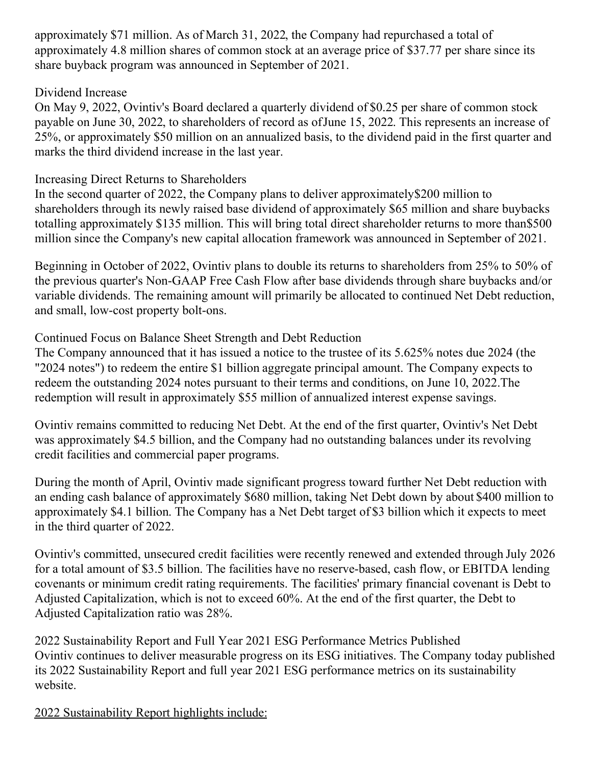approximately $71 million. As of March 31, 2022, the Company had repurchased a total of approximately 4.8 million shares of common stock at an average price of $37.77 per share since its share buyback program was announced in September of 2021.

### Dividend Increase

On May 9, 2022, Ovintiv's Board declared a quarterly dividend of $0.25 per share of common stock payable on June 30, 2022, to shareholders of record as of June 15, 2022. This represents an increase of 25%, or approximately $50 million on an annualized basis, to the dividend paid in the first quarter and marks the third dividend increase in the last year.

### Increasing Direct Returns to Shareholders

In the second quarter of 2022, the Company plans to deliver approximately $200 million to shareholders through its newly raised base dividend of approximately $65 million and share buybacks totalling approximately $135 million. This will bring total direct shareholder returns to more than $500 million since the Company's new capital allocation framework was announced in September of 2021.

Beginning in October of 2022, Ovintiv plans to double its returns to shareholders from 25% to 50% of the previous quarter's Non-GAAP Free Cash Flow after base dividends through share buybacks and/or variable dividends. The remaining amount will primarily be allocated to continued Net Debt reduction, and small, low-cost property bolt-ons.

### Continued Focus on Balance Sheet Strength and Debt Reduction

The Company announced that it has issued a notice to the trustee of its 5.625% notes due 2024 (the "2024 notes") to redeem the entire $1 billion aggregate principal amount. The Company expects to redeem the outstanding 2024 notes pursuant to their terms and conditions, on June 10, 2022. The redemption will result in approximately $55 million of annualized interest expense savings.

Ovintiv remains committed to reducing Net Debt. At the end of the first quarter, Ovintiv's Net Debt was approximately $4.5 billion, and the Company had no outstanding balances under its revolving credit facilities and commercial paper programs.

During the month of April, Ovintiv made significant progress toward further Net Debt reduction with an ending cash balance of approximately $680 million, taking Net Debt down by about $400 million to approximately $4.1 billion. The Company has a Net Debt target of $3 billion which it expects to meet in the third quarter of 2022.

Ovintiv's committed, unsecured credit facilities were recently renewed and extended through July 2026 for a total amount of $3.5 billion. The facilities have no reserve-based, cash flow, or EBITDA lending covenants or minimum credit rating requirements. The facilities' primary financial covenant is Debt to Adjusted Capitalization, which is not to exceed 60%. At the end of the first quarter, the Debt to Adjusted Capitalization ratio was 28%.

### 2022 Sustainability Report and Full Year 2021 ESG Performance Metrics Published

Ovintiv continues to deliver measurable progress on its ESG initiatives. The Company today published its 2022 Sustainability Report and full year 2021 ESG performance metrics on its sustainability website.

2022 Sustainability Report highlights include: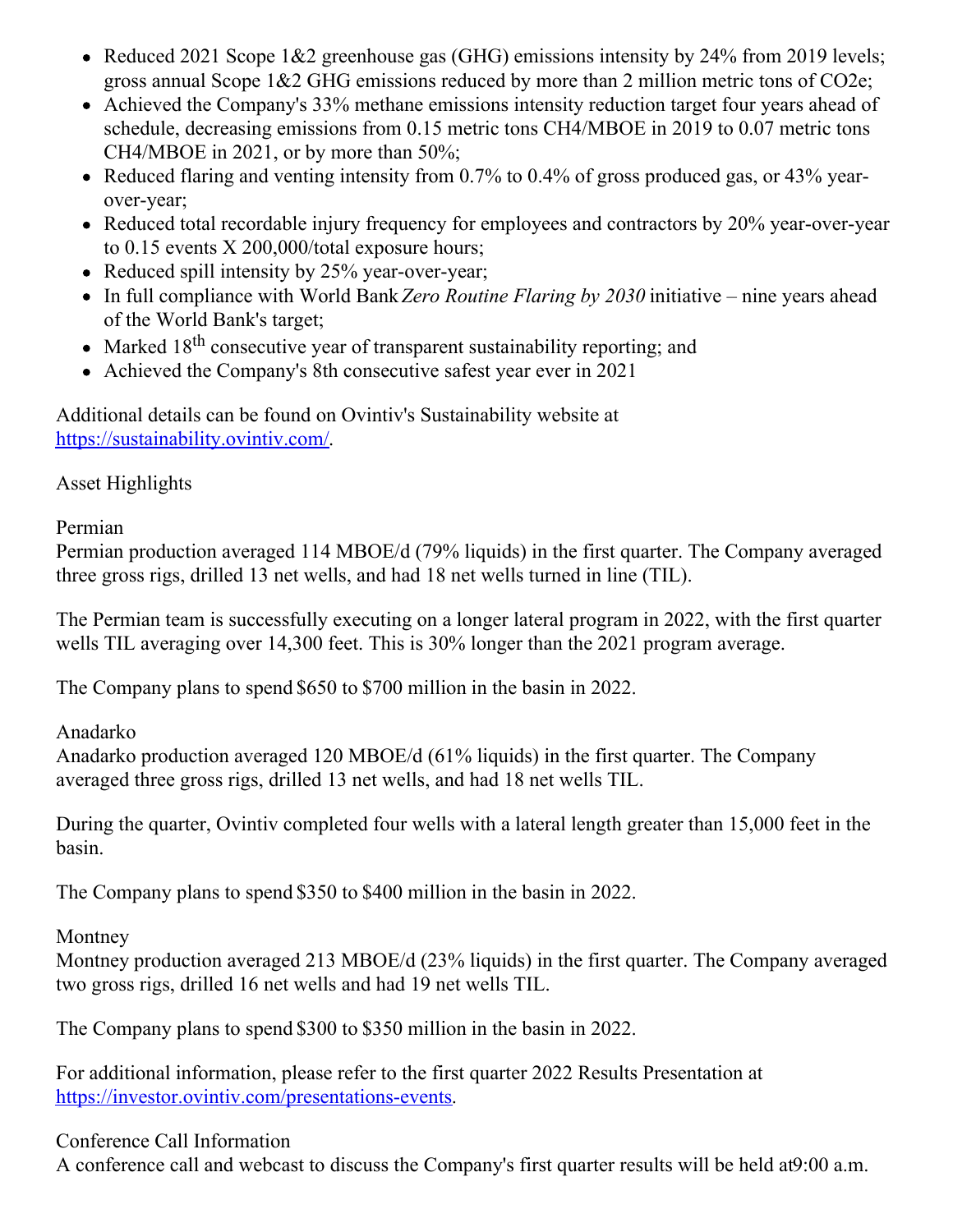- Reduced 2021 Scope 1&2 greenhouse gas (GHG) emissions intensity by 24% from 2019 levels; gross annual Scope 1&2 GHG emissions reduced by more than 2 million metric tons of $CO_2e$;
- Achieved the Company's 33% methane emissions intensity reduction target four years ahead of schedule, decreasing emissions from 0.15 metric tons $CH_4$/MBOE in 2019 to 0.07 metric tons $CH_4$/MBOE in 2021, or by more than 50%;
- Reduced flaring and venting intensity from 0.7% to 0.4% of gross produced gas, or 43% year-over-year;
- Reduced total recordable injury frequency for employees and contractors by 20% year-over-year to 0.15 events X 200,000/total exposure hours;
- Reduced spill intensity by 25% year-over-year;
- In full compliance with World Bank *Zero Routine Flaring by 2030* initiative – nine years ahead of the World Bank's target;
- Marked 18th consecutive year of transparent sustainability reporting; and
- Achieved the Company's 8th consecutive safest year ever in 2021

Additional details can be found on Ovintiv's Sustainability website at https://sustainability.ovintiv.com/.

Asset Highlights

Permian
Permian production averaged 114 MBOE/d (79% liquids) in the first quarter. The Company averaged three gross rigs, drilled 13 net wells, and had 18 net wells turned in line (TIL).

The Permian team is successfully executing on a longer lateral program in 2022, with the first quarter wells TIL averaging over 14,300 feet. This is 30% longer than the 2021 program average.

The Company plans to spend $650 to $700 million in the basin in 2022.

Anadarko
Anadarko production averaged 120 MBOE/d (61% liquids) in the first quarter. The Company averaged three gross rigs, drilled 13 net wells, and had 18 net wells TIL.

During the quarter, Ovintiv completed four wells with a lateral length greater than 15,000 feet in the basin.

The Company plans to spend $350 to $400 million in the basin in 2022.

Montney
Montney production averaged 213 MBOE/d (23% liquids) in the first quarter. The Company averaged two gross rigs, drilled 16 net wells and had 19 net wells TIL.

The Company plans to spend $300 to $350 million in the basin in 2022.

For additional information, please refer to the first quarter 2022 Results Presentation at https://investor.ovintiv.com/presentations-events.

Conference Call Information
A conference call and webcast to discuss the Company's first quarter results will be held at 9:00 a.m.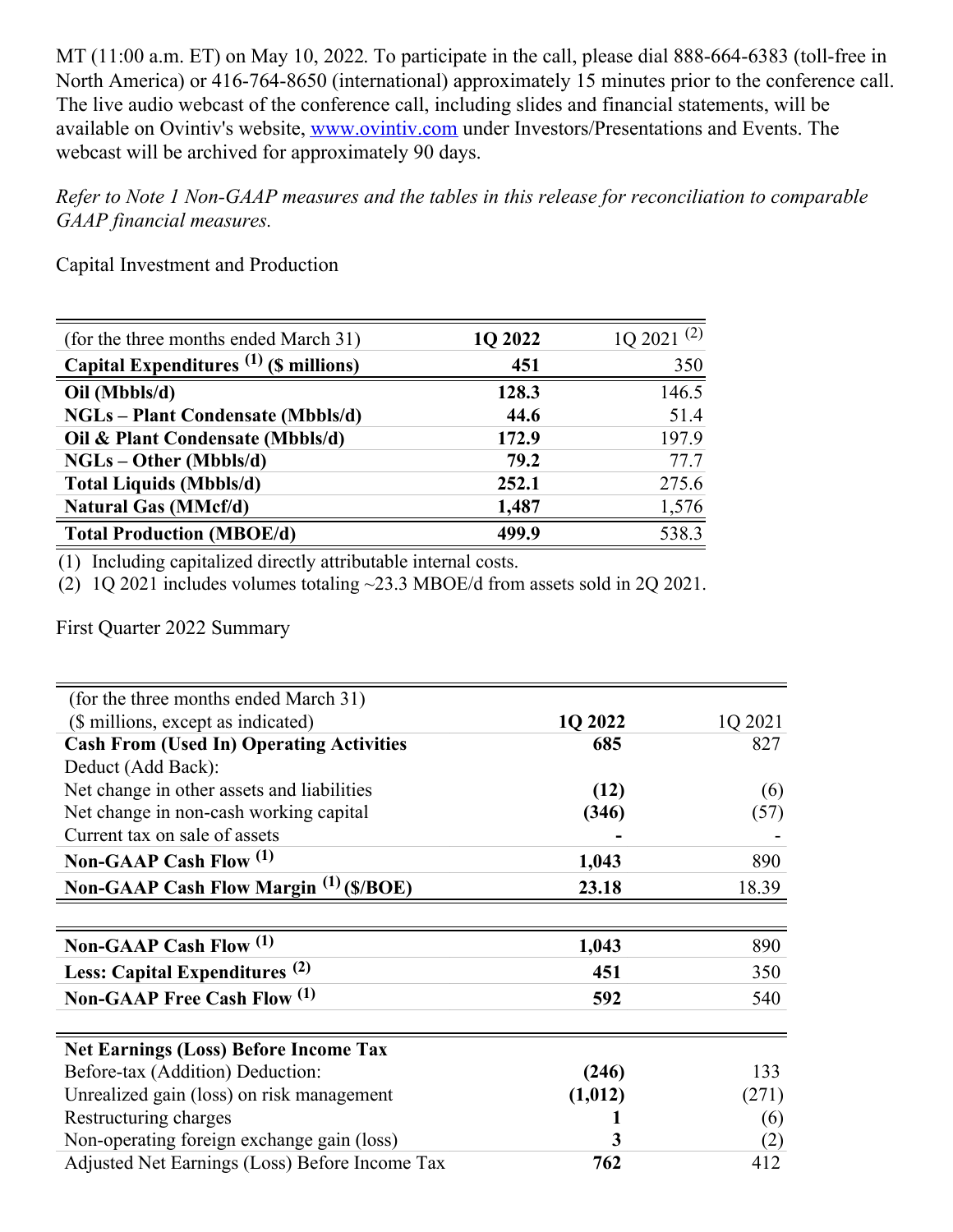MT (11:00 a.m. ET) on May 10, 2022. To participate in the call, please dial 888-664-6383 (toll-free in North America) or 416-764-8650 (international) approximately 15 minutes prior to the conference call. The live audio webcast of the conference call, including slides and financial statements, will be available on Ovintiv's website, [www.ovintiv.com](www.ovintiv.com) under Investors/Presentations and Events. The webcast will be archived for approximately 90 days.

*Refer to Note 1 Non-GAAP measures and the tables in this release for reconciliation to comparable GAAP financial measures.*

Capital Investment and Production

| (for the three months ended March 31) | 1Q 2022 | 1Q 2021 (2) |
|---|---|---|
| **Capital Expenditures (1) ($ millions)** | **451** | 350 |
| **Oil (Mbbls/d)** | **128.3** | 146.5 |
| **NGLs – Plant Condensate (Mbbls/d)** | **44.6** | 51.4 |
| **Oil & Plant Condensate (Mbbls/d)** | **172.9** | 197.9 |
| **NGLs – Other (Mbbls/d)** | **79.2** | 77.7 |
| **Total Liquids (Mbbls/d)** | **252.1** | 275.6 |
| **Natural Gas (MMcf/d)** | **1,487** | 1,576 |
| **Total Production (MBOE/d)** | **499.9** | 538.3 |

(1) Including capitalized directly attributable internal costs.
(2) 1Q 2021 includes volumes totaling ~23.3 MBOE/d from assets sold in 2Q 2021.

First Quarter 2022 Summary

| (for the three months ended March 31)<br>($ millions, except as indicated) | 1Q 2022 | 1Q 2021 |
|---|---|---|
| **Cash From (Used In) Operating Activities** | **685** | 827 |
| Deduct (Add Back): | | |
| Net change in other assets and liabilities | **(12)** | (6) |
| Net change in non-cash working capital | **(346)** | (57) |
| Current tax on sale of assets | **-** | - |
| **Non-GAAP Cash Flow (1)** | **1,043** | 890 |
| **Non-GAAP Cash Flow Margin (1) ($/BOE)** | **23.18** | 18.39 |
| | | |
| **Non-GAAP Cash Flow (1)** | **1,043** | 890 |
| **Less: Capital Expenditures (2)** | **451** | 350 |
| **Non-GAAP Free Cash Flow (1)** | **592** | 540 |
| | | |
| **Net Earnings (Loss) Before Income Tax** | | |
| Before-tax (Addition) Deduction: | **(246)** | 133 |
| Unrealized gain (loss) on risk management | **(1,012)** | (271) |
| Restructuring charges | **1** | (6) |
| Non-operating foreign exchange gain (loss) | **3** | (2) |
| Adjusted Net Earnings (Loss) Before Income Tax | **762** | 412 |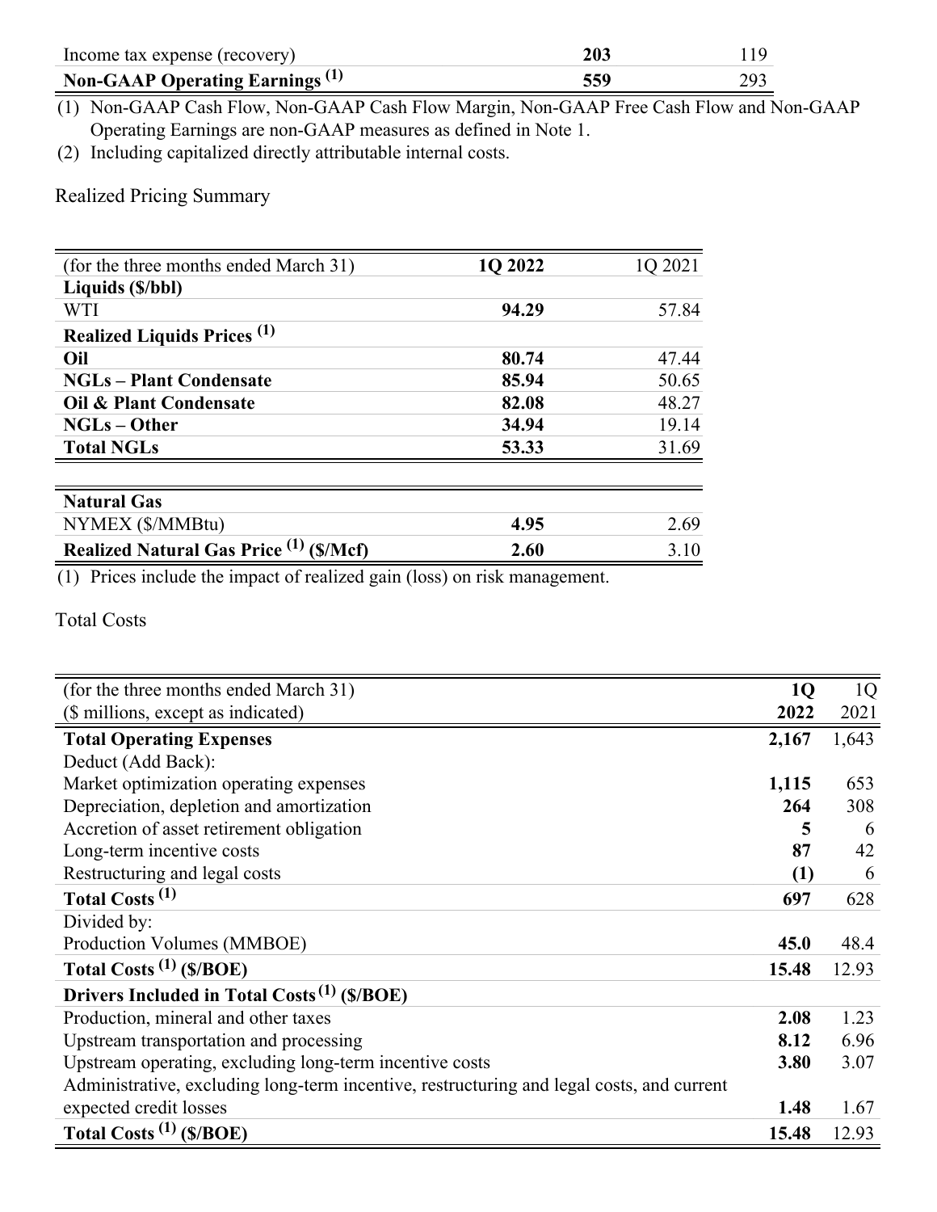| | | |
|---|---|---|
| Income tax expense (recovery) | **203** | 119 |
| **Non-GAAP Operating Earnings [1]** | **559** | 293 |

(1) Non-GAAP Cash Flow, Non-GAAP Cash Flow Margin, Non-GAAP Free Cash Flow and Non-GAAP Operating Earnings are non-GAAP measures as defined in Note 1.
(2) Including capitalized directly attributable internal costs.

Realized Pricing Summary

| (for the three months ended March 31) | 1Q 2022 | 1Q 2021 |
|---|---|---|
| **Liquids ($/bbl)** | | |
| WTI | **94.29** | 57.84 |
| **Realized Liquids Prices [1]** | | |
| **Oil** | **80.74** | 47.44 |
| **NGLs – Plant Condensate** | **85.94** | 50.65 |
| **Oil & Plant Condensate** | **82.08** | 48.27 |
| **NGLs – Other** | **34.94** | 19.14 |
| **Total NGLs** | **53.33** | 31.69 |
| **Natural Gas** | | |
| NYMEX ($/MMBtu) | **4.95** | 2.69 |
| **Realized Natural Gas Price [1] ($/Mcf)** | **2.60** | 3.10 |

(1) Prices include the impact of realized gain (loss) on risk management.

Total Costs

| (for the three months ended March 31) ($ millions, except as indicated) | 1Q 2022 | 1Q 2021 |
|---|---|---|
| **Total Operating Expenses** | **2,167** | 1,643 |
| Deduct (Add Back): | | |
| Market optimization operating expenses | **1,115** | 653 |
| Depreciation, depletion and amortization | **264** | 308 |
| Accretion of asset retirement obligation | **5** | 6 |
| Long-term incentive costs | **87** | 42 |
| Restructuring and legal costs | **(1)** | 6 |
| **Total Costs [1]** | **697** | 628 |
| Divided by: | | |
| Production Volumes (MMBOE) | **45.0** | 48.4 |
| **Total Costs [1] ($/BOE)** | **15.48** | 12.93 |
| **Drivers Included in Total Costs [1] ($/BOE)** | | |
| Production, mineral and other taxes | **2.08** | 1.23 |
| Upstream transportation and processing | **8.12** | 6.96 |
| Upstream operating, excluding long-term incentive costs | **3.80** | 3.07 |
| Administrative, excluding long-term incentive, restructuring and legal costs, and current expected credit losses | **1.48** | 1.67 |
| **Total Costs [1] ($/BOE)** | **15.48** | 12.93 |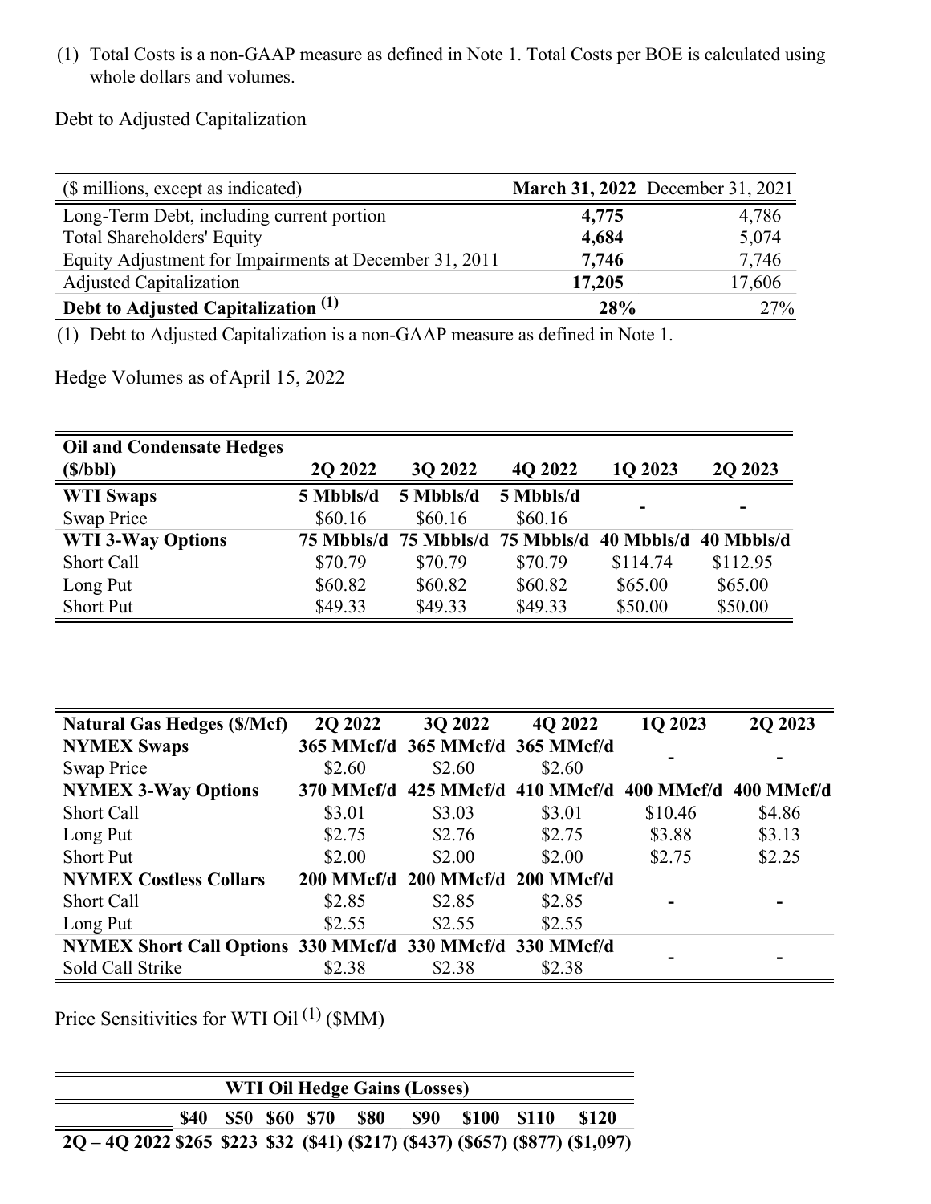(1) Total Costs is a non-GAAP measure as defined in Note 1. Total Costs per BOE is calculated using whole dollars and volumes.

Debt to Adjusted Capitalization

| ($ millions, except as indicated) | **March 31, 2022** | December 31, 2021 |
|---|---|---|
| Long-Term Debt, including current portion | **4,775** | 4,786 |
| Total Shareholders' Equity | **4,684** | 5,074 |
| Equity Adjustment for Impairments at December 31, 2011 | **7,746** | 7,746 |
| Adjusted Capitalization | **17,205** | 17,606 |
| **Debt to Adjusted Capitalization (1)** | **28%** | 27% |

(1) Debt to Adjusted Capitalization is a non-GAAP measure as defined in Note 1.

Hedge Volumes as of April 15, 2022

| **Oil and Condensate Hedges ($/bbl)** | **2Q 2022** | **3Q 2022** | **4Q 2022** | **1Q 2023** | **2Q 2023** |
|---|---|---|---|---|---|
| **WTI Swaps** | **5 Mbbls/d** | **5 Mbbls/d** | **5 Mbbls/d** | - | - |
| Swap Price | $60.16 | $60.16 | $60.16 | | |
| **WTI 3-Way Options** | **75 Mbbls/d** | **75 Mbbls/d** | **75 Mbbls/d** | **40 Mbbls/d** | **40 Mbbls/d** |
| Short Call | $70.79 | $70.79 | $70.79 | $114.74 | $112.95 |
| Long Put | $60.82 | $60.82 | $60.82 | $65.00 | $65.00 |
| Short Put | $49.33 | $49.33 | $49.33 | $50.00 | $50.00 |

| **Natural Gas Hedges ($/Mcf)** | **2Q 2022** | **3Q 2022** | **4Q 2022** | **1Q 2023** | **2Q 2023** |
|---|---|---|---|---|---|
| **NYMEX Swaps** | **365 MMcf/d** | **365 MMcf/d** | **365 MMcf/d** | - | - |
| Swap Price | $2.60 | $2.60 | $2.60 | | |
| **NYMEX 3-Way Options** | **370 MMcf/d** | **425 MMcf/d** | **410 MMcf/d** | **400 MMcf/d** | **400 MMcf/d** |
| Short Call | $3.01 | $3.03 | $3.01 | $10.46 | $4.86 |
| Long Put | $2.75 | $2.76 | $2.75 | $3.88 | $3.13 |
| Short Put | $2.00 | $2.00 | $2.00 | $2.75 | $2.25 |
| **NYMEX Costless Collars** | **200 MMcf/d** | **200 MMcf/d** | **200 MMcf/d** | | |
| Short Call | $2.85 | $2.85 | $2.85 | - | - |
| Long Put | $2.55 | $2.55 | $2.55 | | |
| **NYMEX Short Call Options** | **330 MMcf/d** | **330 MMcf/d** | **330 MMcf/d** | - | - |
| Sold Call Strike | $2.38 | $2.38 | $2.38 | | |

Price Sensitivities for WTI Oil (1) ($MM)

| | **WTI Oil Hedge Gains (Losses)** | | | | | | | | |
|---|---|---|---|---|---|---|---|---|---|
| | **$40** | **$50** | **$60** | **$70** | **$80** | **$90** | **$100** | **$110** | **$120** |
| **2Q – 4Q 2022** | **$265** | **$223** | **$32** | **($41)** | **($217)** | **($437)** | **($657)** | **($877)** | **($1,097)** |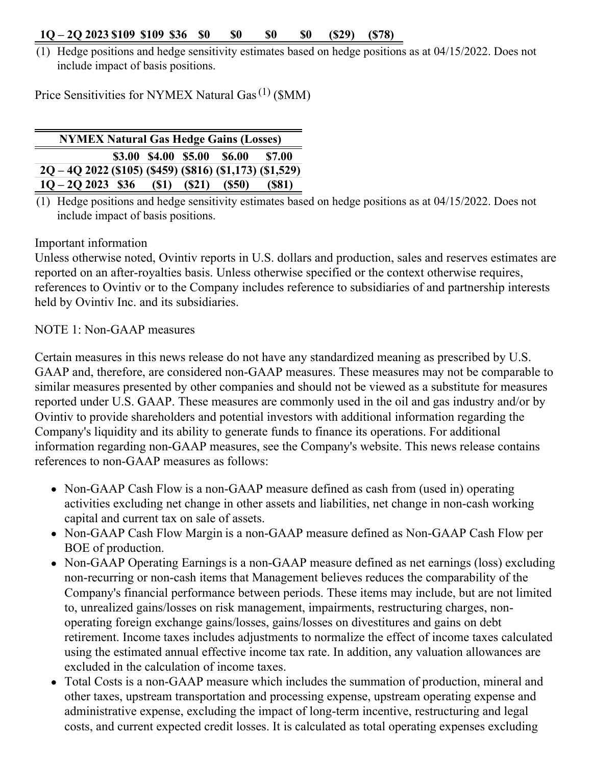| 1Q – 2Q 2023 | $109 | $109 | $36 | $0 | $0 | $0 | $0 | ($29) | ($78) |
|---|---|---|---|---|---|---|---|---|---|

(1) Hedge positions and hedge sensitivity estimates based on hedge positions as at 04/15/2022. Does not include impact of basis positions.

Price Sensitivities for NYMEX Natural Gas (1) ($MM)

| NYMEX Natural Gas Hedge Gains (Losses) | | | | | |
|---|---|---|---|---|---|
| | $3.00 | $4.00 | $5.00 | $6.00 | $7.00 |
| 2Q – 4Q 2022 | ($105) | ($459) | ($816) | ($1,173) | ($1,529) |
| 1Q – 2Q 2023 | $36 | ($1) | ($21) | ($50) | ($81) |

(1) Hedge positions and hedge sensitivity estimates based on hedge positions as at 04/15/2022. Does not include impact of basis positions.

Important information

Unless otherwise noted, Ovintiv reports in U.S. dollars and production, sales and reserves estimates are reported on an after-royalties basis. Unless otherwise specified or the context otherwise requires, references to Ovintiv or to the Company includes reference to subsidiaries of and partnership interests held by Ovintiv Inc. and its subsidiaries.

NOTE 1: Non-GAAP measures

Certain measures in this news release do not have any standardized meaning as prescribed by U.S. GAAP and, therefore, are considered non-GAAP measures. These measures may not be comparable to similar measures presented by other companies and should not be viewed as a substitute for measures reported under U.S. GAAP. These measures are commonly used in the oil and gas industry and/or by Ovintiv to provide shareholders and potential investors with additional information regarding the Company's liquidity and its ability to generate funds to finance its operations. For additional information regarding non-GAAP measures, see the Company's website. This news release contains references to non-GAAP measures as follows:

- Non-GAAP Cash Flow is a non-GAAP measure defined as cash from (used in) operating activities excluding net change in other assets and liabilities, net change in non-cash working capital and current tax on sale of assets.
- Non-GAAP Cash Flow Margin is a non-GAAP measure defined as Non-GAAP Cash Flow per BOE of production.
- Non-GAAP Operating Earnings is a non-GAAP measure defined as net earnings (loss) excluding non-recurring or non-cash items that Management believes reduces the comparability of the Company's financial performance between periods. These items may include, but are not limited to, unrealized gains/losses on risk management, impairments, restructuring charges, non-operating foreign exchange gains/losses, gains/losses on divestitures and gains on debt retirement. Income taxes includes adjustments to normalize the effect of income taxes calculated using the estimated annual effective income tax rate. In addition, any valuation allowances are excluded in the calculation of income taxes.
- Total Costs is a non-GAAP measure which includes the summation of production, mineral and other taxes, upstream transportation and processing expense, upstream operating expense and administrative expense, excluding the impact of long-term incentive, restructuring and legal costs, and current expected credit losses. It is calculated as total operating expenses excluding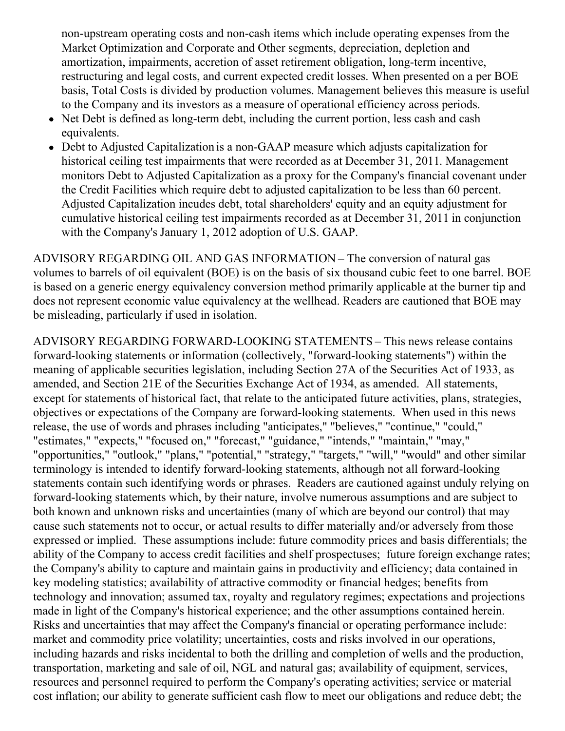non-upstream operating costs and non-cash items which include operating expenses from the Market Optimization and Corporate and Other segments, depreciation, depletion and amortization, impairments, accretion of asset retirement obligation, long-term incentive, restructuring and legal costs, and current expected credit losses. When presented on a per BOE basis, Total Costs is divided by production volumes. Management believes this measure is useful to the Company and its investors as a measure of operational efficiency across periods.

- Net Debt is defined as long-term debt, including the current portion, less cash and cash equivalents.
- Debt to Adjusted Capitalization is a non-GAAP measure which adjusts capitalization for historical ceiling test impairments that were recorded as at December 31, 2011. Management monitors Debt to Adjusted Capitalization as a proxy for the Company's financial covenant under the Credit Facilities which require debt to adjusted capitalization to be less than 60 percent. Adjusted Capitalization incudes debt, total shareholders' equity and an equity adjustment for cumulative historical ceiling test impairments recorded as at December 31, 2011 in conjunction with the Company's January 1, 2012 adoption of U.S. GAAP.

ADVISORY REGARDING OIL AND GAS INFORMATION – The conversion of natural gas volumes to barrels of oil equivalent (BOE) is on the basis of six thousand cubic feet to one barrel. BOE is based on a generic energy equivalency conversion method primarily applicable at the burner tip and does not represent economic value equivalency at the wellhead. Readers are cautioned that BOE may be misleading, particularly if used in isolation.

ADVISORY REGARDING FORWARD-LOOKING STATEMENTS – This news release contains forward-looking statements or information (collectively, "forward-looking statements") within the meaning of applicable securities legislation, including Section 27A of the Securities Act of 1933, as amended, and Section 21E of the Securities Exchange Act of 1934, as amended. All statements, except for statements of historical fact, that relate to the anticipated future activities, plans, strategies, objectives or expectations of the Company are forward-looking statements. When used in this news release, the use of words and phrases including "anticipates," "believes," "continue," "could," "estimates," "expects," "focused on," "forecast," "guidance," "intends," "maintain," "may," "opportunities," "outlook," "plans," "potential," "strategy," "targets," "will," "would" and other similar terminology is intended to identify forward-looking statements, although not all forward-looking statements contain such identifying words or phrases. Readers are cautioned against unduly relying on forward-looking statements which, by their nature, involve numerous assumptions and are subject to both known and unknown risks and uncertainties (many of which are beyond our control) that may cause such statements not to occur, or actual results to differ materially and/or adversely from those expressed or implied. These assumptions include: future commodity prices and basis differentials; the ability of the Company to access credit facilities and shelf prospectuses; future foreign exchange rates; the Company's ability to capture and maintain gains in productivity and efficiency; data contained in key modeling statistics; availability of attractive commodity or financial hedges; benefits from technology and innovation; assumed tax, royalty and regulatory regimes; expectations and projections made in light of the Company's historical experience; and the other assumptions contained herein. Risks and uncertainties that may affect the Company's financial or operating performance include: market and commodity price volatility; uncertainties, costs and risks involved in our operations, including hazards and risks incidental to both the drilling and completion of wells and the production, transportation, marketing and sale of oil, NGL and natural gas; availability of equipment, services, resources and personnel required to perform the Company's operating activities; service or material cost inflation; our ability to generate sufficient cash flow to meet our obligations and reduce debt; the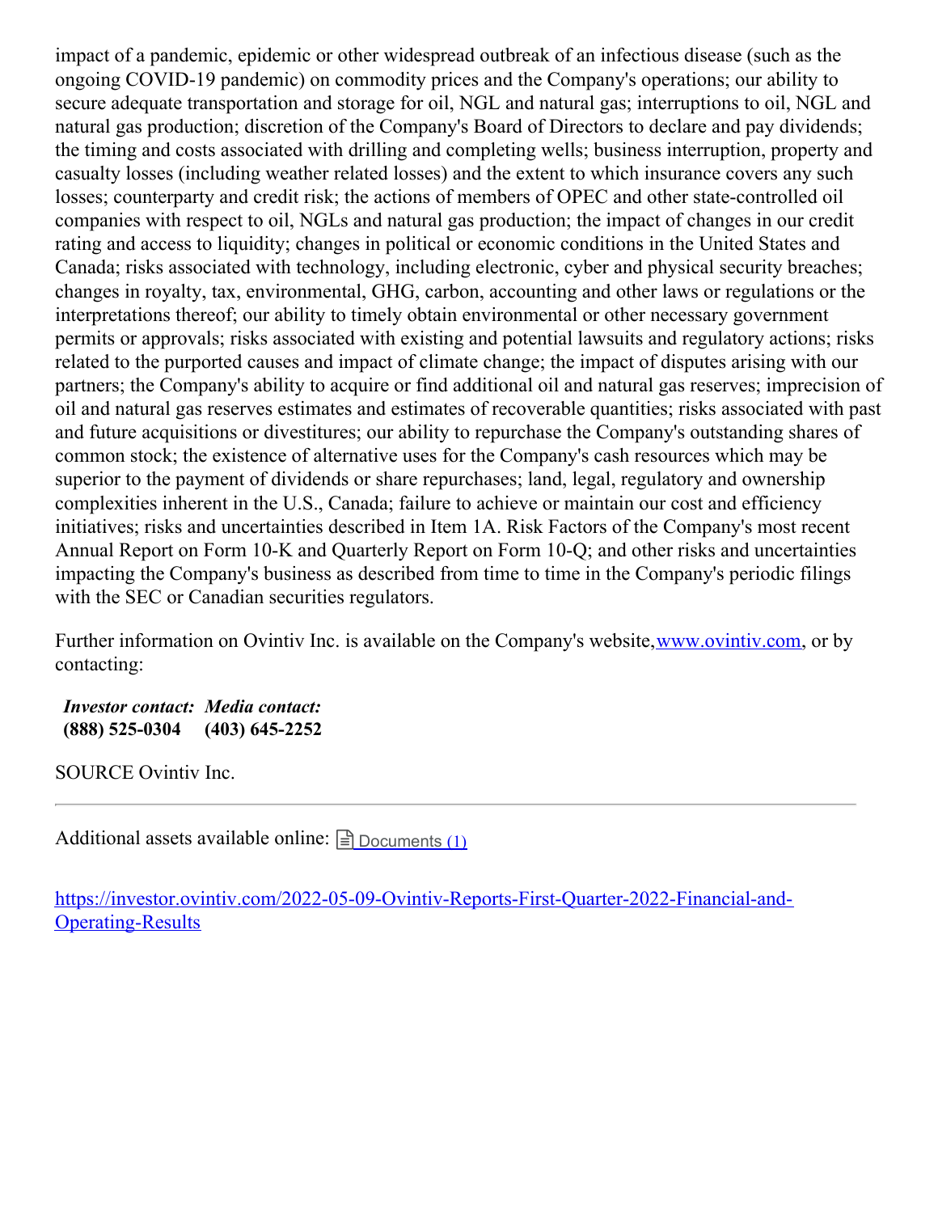impact of a pandemic, epidemic or other widespread outbreak of an infectious disease (such as the ongoing COVID-19 pandemic) on commodity prices and the Company's operations; our ability to secure adequate transportation and storage for oil, NGL and natural gas; interruptions to oil, NGL and natural gas production; discretion of the Company's Board of Directors to declare and pay dividends; the timing and costs associated with drilling and completing wells; business interruption, property and casualty losses (including weather related losses) and the extent to which insurance covers any such losses; counterparty and credit risk; the actions of members of OPEC and other state-controlled oil companies with respect to oil, NGLs and natural gas production; the impact of changes in our credit rating and access to liquidity; changes in political or economic conditions in the United States and Canada; risks associated with technology, including electronic, cyber and physical security breaches; changes in royalty, tax, environmental, GHG, carbon, accounting and other laws or regulations or the interpretations thereof; our ability to timely obtain environmental or other necessary government permits or approvals; risks associated with existing and potential lawsuits and regulatory actions; risks related to the purported causes and impact of climate change; the impact of disputes arising with our partners; the Company's ability to acquire or find additional oil and natural gas reserves; imprecision of oil and natural gas reserves estimates and estimates of recoverable quantities; risks associated with past and future acquisitions or divestitures; our ability to repurchase the Company's outstanding shares of common stock; the existence of alternative uses for the Company's cash resources which may be superior to the payment of dividends or share repurchases; land, legal, regulatory and ownership complexities inherent in the U.S., Canada; failure to achieve or maintain our cost and efficiency initiatives; risks and uncertainties described in Item 1A. Risk Factors of the Company's most recent Annual Report on Form 10-K and Quarterly Report on Form 10-Q; and other risks and uncertainties impacting the Company's business as described from time to time in the Company's periodic filings with the SEC or Canadian securities regulators.

Further information on Ovintiv Inc. is available on the Company's website, [www.ovintiv.com](http://www.ovintiv.com), or by contacting:

| | |
|---|---|
| ***Investor contact:*** | ***Media contact:*** |
| **(888) 525-0304** | **(403) 645-2252** |

SOURCE Ovintiv Inc.

---

Additional assets available online: Documents (1)

[https://investor.ovintiv.com/2022-05-09-Ovintiv-Reports-First-Quarter-2022-Financial-and-Operating-Results](https://investor.ovintiv.com/2022-05-09-Ovintiv-Reports-First-Quarter-2022-Financial-and-Operating-Results)